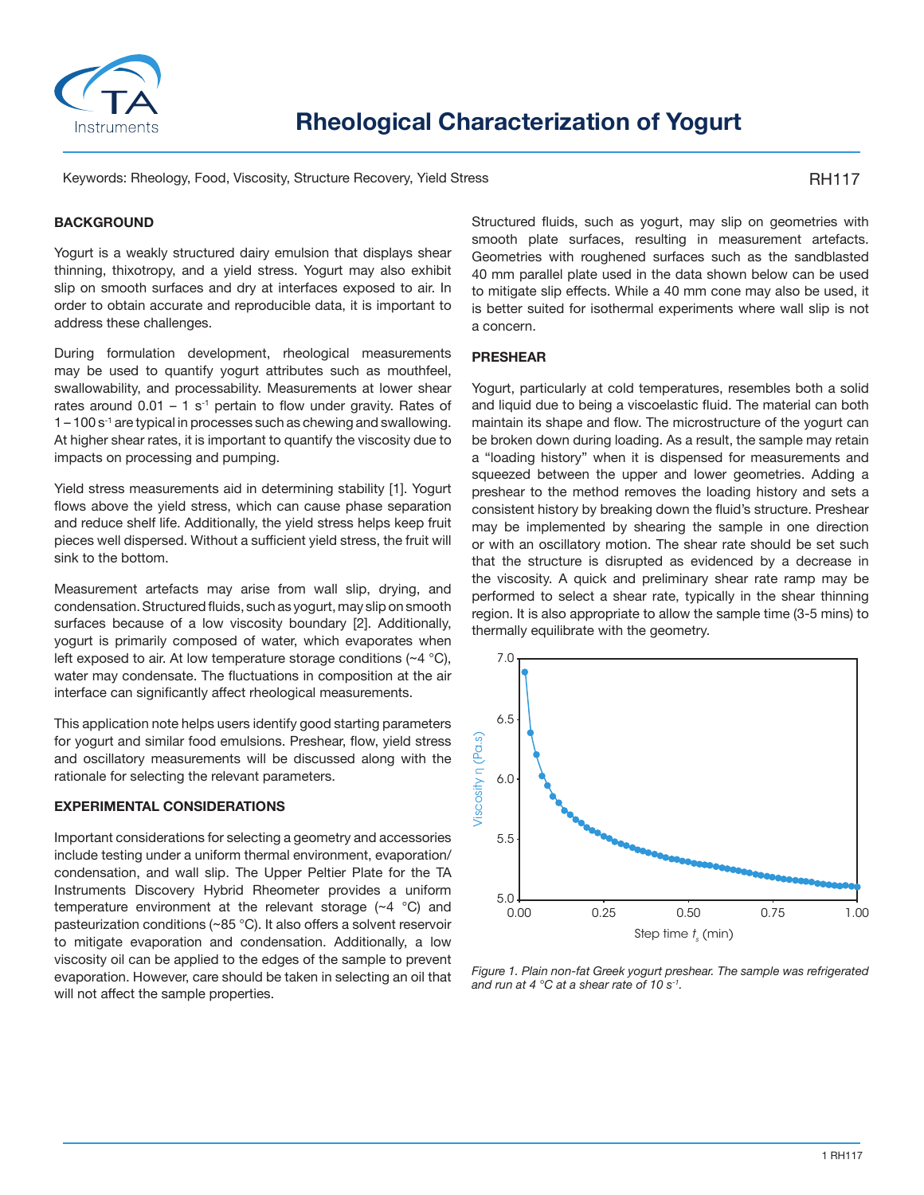# Rheological Characterization of Yogurt

Keywords: Rheology, Food, Viscosity, Structure Recovery, Yield Stress

RH117

## BACKGROUND

Yogurt is a weakly structured dairy emulsion that displays shear thinning, thixotropy, and a yield stress. Yogurt may also exhibit slip on smooth surfaces and dry at interfaces exposed to air. In order to obtain accurate and reproducible data, it is important to address these challenges.

During formulation development, rheological measurements may be used to quantify yogurt attributes such as mouthfeel, swallowability, and processability. Measurements at lower shear rates around 0.01 – 1 $s^{-1}$ pertain to flow under gravity. Rates of 1 – 100 $s^{-1}$ are typical in processes such as chewing and swallowing. At higher shear rates, it is important to quantify the viscosity due to impacts on processing and pumping.

Yield stress measurements aid in determining stability [1]. Yogurt flows above the yield stress, which can cause phase separation and reduce shelf life. Additionally, the yield stress helps keep fruit pieces well dispersed. Without a sufficient yield stress, the fruit will sink to the bottom.

Measurement artefacts may arise from wall slip, drying, and condensation. Structured fluids, such as yogurt, may slip on smooth surfaces because of a low viscosity boundary [2]. Additionally, yogurt is primarily composed of water, which evaporates when left exposed to air. At low temperature storage conditions (~4 °C), water may condensate. The fluctuations in composition at the air interface can significantly affect rheological measurements.

This application note helps users identify good starting parameters for yogurt and similar food emulsions. Preshear, flow, yield stress and oscillatory measurements will be discussed along with the rationale for selecting the relevant parameters.

## EXPERIMENTAL CONSIDERATIONS

Important considerations for selecting a geometry and accessories include testing under a uniform thermal environment, evaporation/condensation, and wall slip. The Upper Peltier Plate for the TA Instruments Discovery Hybrid Rheometer provides a uniform temperature environment at the relevant storage (~4 °C) and pasteurization conditions (~85 °C). It also offers a solvent reservoir to mitigate evaporation and condensation. Additionally, a low viscosity oil can be applied to the edges of the sample to prevent evaporation. However, care should be taken in selecting an oil that will not affect the sample properties.

Structured fluids, such as yogurt, may slip on geometries with smooth plate surfaces, resulting in measurement artefacts. Geometries with roughened surfaces such as the sandblasted 40 mm parallel plate used in the data shown below can be used to mitigate slip effects. While a 40 mm cone may also be used, it is better suited for isothermal experiments where wall slip is not a concern.

## PRESHEAR

Yogurt, particularly at cold temperatures, resembles both a solid and liquid due to being a viscoelastic fluid. The material can both maintain its shape and flow. The microstructure of the yogurt can be broken down during loading. As a result, the sample may retain a "loading history" when it is dispensed for measurements and squeezed between the upper and lower geometries. Adding a preshear to the method removes the loading history and sets a consistent history by breaking down the fluid's structure. Preshear may be implemented by shearing the sample in one direction or with an oscillatory motion. The shear rate should be set such that the structure is disrupted as evidenced by a decrease in the viscosity. A quick and preliminary shear rate ramp may be performed to select a shear rate, typically in the shear thinning region. It is also appropriate to allow the sample time (3-5 mins) to thermally equilibrate with the geometry.

*Figure 1. Plain non-fat Greek yogurt preshear. The sample was refrigerated and run at 4 °C at a shear rate of 10 $s^{-1}$.*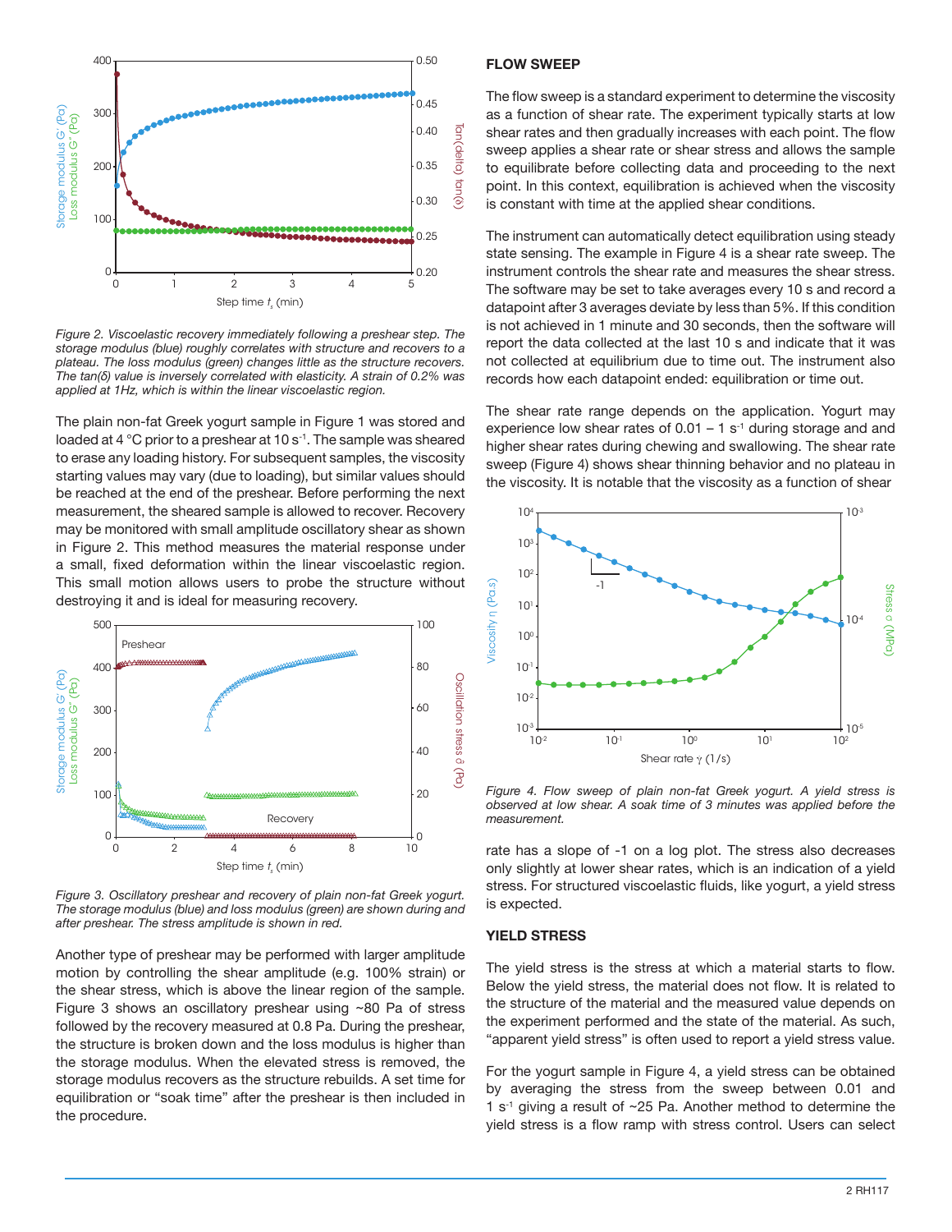*Figure 2. Viscoelastic recovery immediately following a preshear step. The storage modulus (blue) roughly correlates with structure and recovers to a plateau. The loss modulus (green) changes little as the structure recovers. The tan(δ) value is inversely correlated with elasticity. A strain of 0.2% was applied at 1Hz, which is within the linear viscoelastic region.*

The plain non-fat Greek yogurt sample in Figure 1 was stored and loaded at 4 °C prior to a preshear at 10 $s^{-1}$. The sample was sheared to erase any loading history. For subsequent samples, the viscosity starting values may vary (due to loading), but similar values should be reached at the end of the preshear. Before performing the next measurement, the sheared sample is allowed to recover. Recovery may be monitored with small amplitude oscillatory shear as shown in Figure 2. This method measures the material response under a small, fixed deformation within the linear viscoelastic region. This small motion allows users to probe the structure without destroying it and is ideal for measuring recovery.

*Figure 3. Oscillatory preshear and recovery of plain non-fat Greek yogurt. The storage modulus (blue) and loss modulus (green) are shown during and after preshear. The stress amplitude is shown in red.*

Another type of preshear may be performed with larger amplitude motion by controlling the shear amplitude (e.g. 100% strain) or the shear stress, which is above the linear region of the sample. Figure 3 shows an oscillatory preshear using ~80 Pa of stress followed by the recovery measured at 0.8 Pa. During the preshear, the structure is broken down and the loss modulus is higher than the storage modulus. When the elevated stress is removed, the storage modulus recovers as the structure rebuilds. A set time for equilibration or "soak time" after the preshear is then included in the procedure.

## FLOW SWEEP

The flow sweep is a standard experiment to determine the viscosity as a function of shear rate. The experiment typically starts at low shear rates and then gradually increases with each point. The flow sweep applies a shear rate or shear stress and allows the sample to equilibrate before collecting data and proceeding to the next point. In this context, equilibration is achieved when the viscosity is constant with time at the applied shear conditions.

The instrument can automatically detect equilibration using steady state sensing. The example in Figure 4 is a shear rate sweep. The instrument controls the shear rate and measures the shear stress. The software may be set to take averages every 10 s and record a datapoint after 3 averages deviate by less than 5%. If this condition is not achieved in 1 minute and 30 seconds, then the software will report the data collected at the last 10 s and indicate that it was not collected at equilibrium due to time out. The instrument also records how each datapoint ended: equilibration or time out.

The shear rate range depends on the application. Yogurt may experience low shear rates of 0.01 – 1 $s^{-1}$ during storage and and higher shear rates during chewing and swallowing. The shear rate sweep (Figure 4) shows shear thinning behavior and no plateau in the viscosity. It is notable that the viscosity as a function of shear rate has a slope of -1 on a log plot. The stress also decreases only slightly at lower shear rates, which is an indication of a yield stress. For structured viscoelastic fluids, like yogurt, a yield stress is expected.

*Figure 4. Flow sweep of plain non-fat Greek yogurt. A yield stress is observed at low shear. A soak time of 3 minutes was applied before the measurement.*

## YIELD STRESS

The yield stress is the stress at which a material starts to flow. Below the yield stress, the material does not flow. It is related to the structure of the material and the measured value depends on the experiment performed and the state of the material. As such, "apparent yield stress" is often used to report a yield stress value.

For the yogurt sample in Figure 4, a yield stress can be obtained by averaging the stress from the sweep between 0.01 and 1 $s^{-1}$ giving a result of ~25 Pa. Another method to determine the yield stress is a flow ramp with stress control. Users can select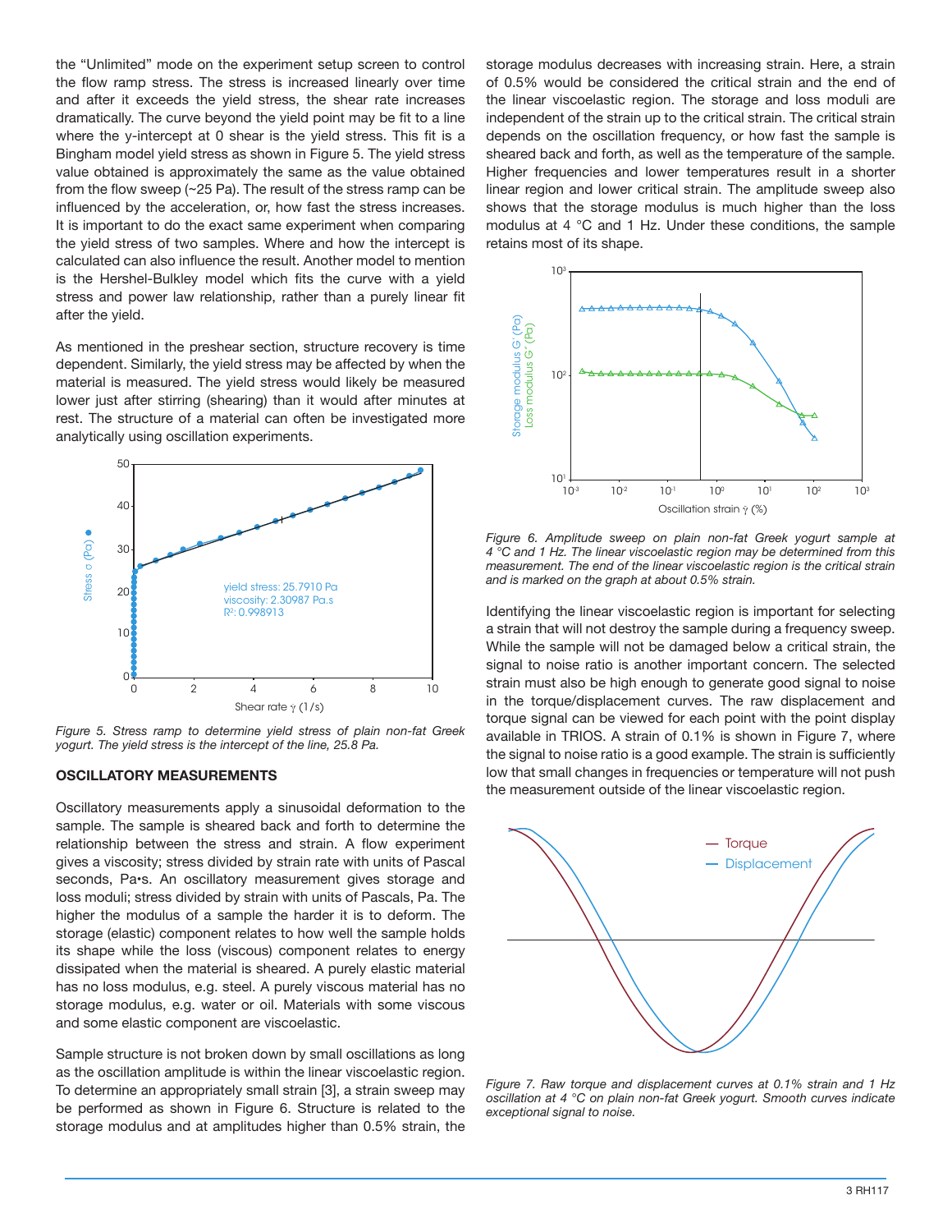the "Unlimited" mode on the experiment setup screen to control the flow ramp stress. The stress is increased linearly over time and after it exceeds the yield stress, the shear rate increases dramatically. The curve beyond the yield point may be fit to a line where the y-intercept at 0 shear is the yield stress. This fit is a Bingham model yield stress as shown in Figure 5. The yield stress value obtained is approximately the same as the value obtained from the flow sweep (~25 Pa). The result of the stress ramp can be influenced by the acceleration, or, how fast the stress increases. It is important to do the exact same experiment when comparing the yield stress of two samples. Where and how the intercept is calculated can also influence the result. Another model to mention is the Hershel-Bulkley model which fits the curve with a yield stress and power law relationship, rather than a purely linear fit after the yield.

As mentioned in the preshear section, structure recovery is time dependent. Similarly, the yield stress may be affected by when the material is measured. The yield stress would likely be measured lower just after stirring (shearing) than it would after minutes at rest. The structure of a material can often be investigated more analytically using oscillation experiments.

*Figure 5. Stress ramp to determine yield stress of plain non-fat Greek yogurt. The yield stress is the intercept of the line, 25.8 Pa.*

## OSCILLATORY MEASUREMENTS

Oscillatory measurements apply a sinusoidal deformation to the sample. The sample is sheared back and forth to determine the relationship between the stress and strain. A flow experiment gives a viscosity; stress divided by strain rate with units of Pascal seconds, Pa•s. An oscillatory measurement gives storage and loss moduli; stress divided by strain with units of Pascals, Pa. The higher the modulus of a sample the harder it is to deform. The storage (elastic) component relates to how well the sample holds its shape while the loss (viscous) component relates to energy dissipated when the material is sheared. A purely elastic material has no loss modulus, e.g. steel. A purely viscous material has no storage modulus, e.g. water or oil. Materials with some viscous and some elastic component are viscoelastic.

Sample structure is not broken down by small oscillations as long as the oscillation amplitude is within the linear viscoelastic region. To determine an appropriately small strain [3], a strain sweep may be performed as shown in Figure 6. Structure is related to the storage modulus and at amplitudes higher than 0.5% strain, the storage modulus decreases with increasing strain. Here, a strain of 0.5% would be considered the critical strain and the end of the linear viscoelastic region. The storage and loss moduli are independent of the strain up to the critical strain. The critical strain depends on the oscillation frequency, or how fast the sample is sheared back and forth, as well as the temperature of the sample. Higher frequencies and lower temperatures result in a shorter linear region and lower critical strain. The amplitude sweep also shows that the storage modulus is much higher than the loss modulus at 4 °C and 1 Hz. Under these conditions, the sample retains most of its shape.

*Figure 6. Amplitude sweep on plain non-fat Greek yogurt sample at 4 °C and 1 Hz. The linear viscoelastic region may be determined from this measurement. The end of the linear viscoelastic region is the critical strain and is marked on the graph at about 0.5% strain.*

Identifying the linear viscoelastic region is important for selecting a strain that will not destroy the sample during a frequency sweep. While the sample will not be damaged below a critical strain, the signal to noise ratio is another important concern. The selected strain must also be high enough to generate good signal to noise in the torque/displacement curves. The raw displacement and torque signal can be viewed for each point with the point display available in TRIOS. A strain of 0.1% is shown in Figure 7, where the signal to noise ratio is a good example. The strain is sufficiently low that small changes in frequencies or temperature will not push the measurement outside of the linear viscoelastic region.

*Figure 7. Raw torque and displacement curves at 0.1% strain and 1 Hz oscillation at 4 °C on plain non-fat Greek yogurt. Smooth curves indicate exceptional signal to noise.*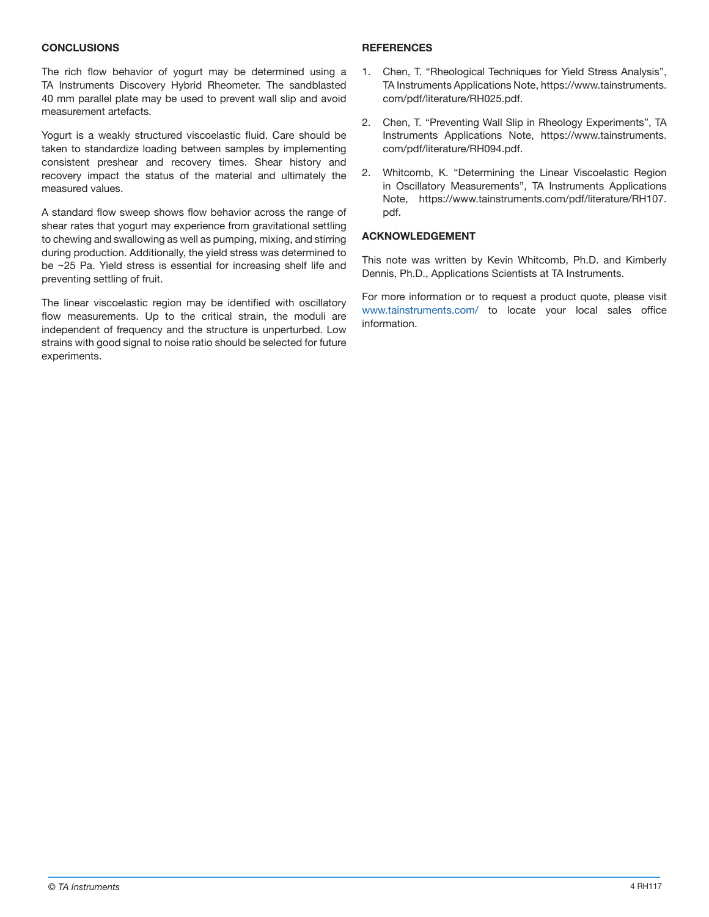## CONCLUSIONS

The rich flow behavior of yogurt may be determined using a TA Instruments Discovery Hybrid Rheometer. The sandblasted 40 mm parallel plate may be used to prevent wall slip and avoid measurement artefacts.

Yogurt is a weakly structured viscoelastic fluid. Care should be taken to standardize loading between samples by implementing consistent preshear and recovery times. Shear history and recovery impact the status of the material and ultimately the measured values.

A standard flow sweep shows flow behavior across the range of shear rates that yogurt may experience from gravitational settling to chewing and swallowing as well as pumping, mixing, and stirring during production. Additionally, the yield stress was determined to be ~25 Pa. Yield stress is essential for increasing shelf life and preventing settling of fruit.

The linear viscoelastic region may be identified with oscillatory flow measurements. Up to the critical strain, the moduli are independent of frequency and the structure is unperturbed. Low strains with good signal to noise ratio should be selected for future experiments.

## REFERENCES

1. Chen, T. "Rheological Techniques for Yield Stress Analysis", TA Instruments Applications Note, https://www.tainstruments.com/pdf/literature/RH025.pdf.
2. Chen, T. "Preventing Wall Slip in Rheology Experiments", TA Instruments Applications Note, https://www.tainstruments.com/pdf/literature/RH094.pdf.
2. Whitcomb, K. "Determining the Linear Viscoelastic Region in Oscillatory Measurements", TA Instruments Applications Note, https://www.tainstruments.com/pdf/literature/RH107.pdf.

## ACKNOWLEDGEMENT

This note was written by Kevin Whitcomb, Ph.D. and Kimberly Dennis, Ph.D., Applications Scientists at TA Instruments.

For more information or to request a product quote, please visit www.tainstruments.com/ to locate your local sales office information.